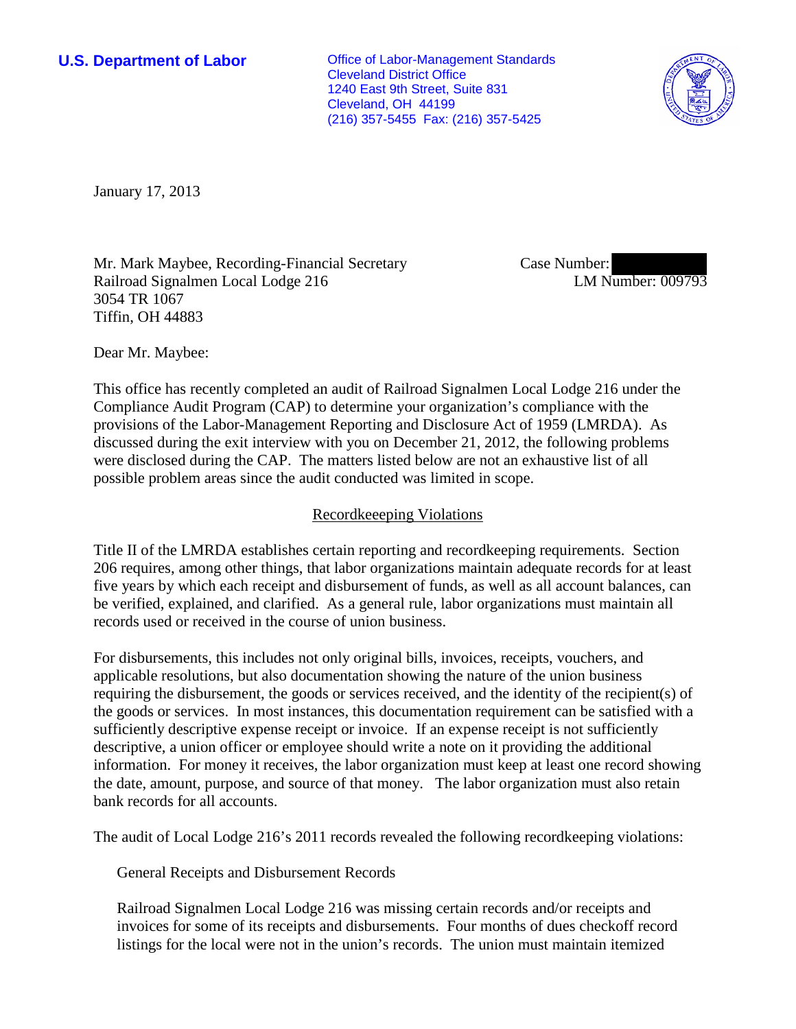**U.S. Department of Labor**

Office of Labor-Management Standards
Cleveland District Office
1240 East 9th Street, Suite 831
Cleveland, OH 44199
(216) 357-5455 Fax: (216) 357-5425

January 17, 2013

Mr. Mark Maybee, Recording-Financial Secretary
Railroad Signalmen Local Lodge 216
3054 TR 1067
Tiffin, OH 44883

Case Number: [REDACTED]
LM Number: 009793

Dear Mr. Maybee:

This office has recently completed an audit of Railroad Signalmen Local Lodge 216 under the Compliance Audit Program (CAP) to determine your organization's compliance with the provisions of the Labor-Management Reporting and Disclosure Act of 1959 (LMRDA). As discussed during the exit interview with you on December 21, 2012, the following problems were disclosed during the CAP. The matters listed below are not an exhaustive list of all possible problem areas since the audit conducted was limited in scope.

## Recordkeeeping Violations

Title II of the LMRDA establishes certain reporting and recordkeeping requirements. Section 206 requires, among other things, that labor organizations maintain adequate records for at least five years by which each receipt and disbursement of funds, as well as all account balances, can be verified, explained, and clarified. As a general rule, labor organizations must maintain all records used or received in the course of union business.

For disbursements, this includes not only original bills, invoices, receipts, vouchers, and applicable resolutions, but also documentation showing the nature of the union business requiring the disbursement, the goods or services received, and the identity of the recipient(s) of the goods or services. In most instances, this documentation requirement can be satisfied with a sufficiently descriptive expense receipt or invoice. If an expense receipt is not sufficiently descriptive, a union officer or employee should write a note on it providing the additional information. For money it receives, the labor organization must keep at least one record showing the date, amount, purpose, and source of that money. The labor organization must also retain bank records for all accounts.

The audit of Local Lodge 216's 2011 records revealed the following recordkeeping violations:

General Receipts and Disbursement Records

Railroad Signalmen Local Lodge 216 was missing certain records and/or receipts and invoices for some of its receipts and disbursements. Four months of dues checkoff record listings for the local were not in the union's records. The union must maintain itemized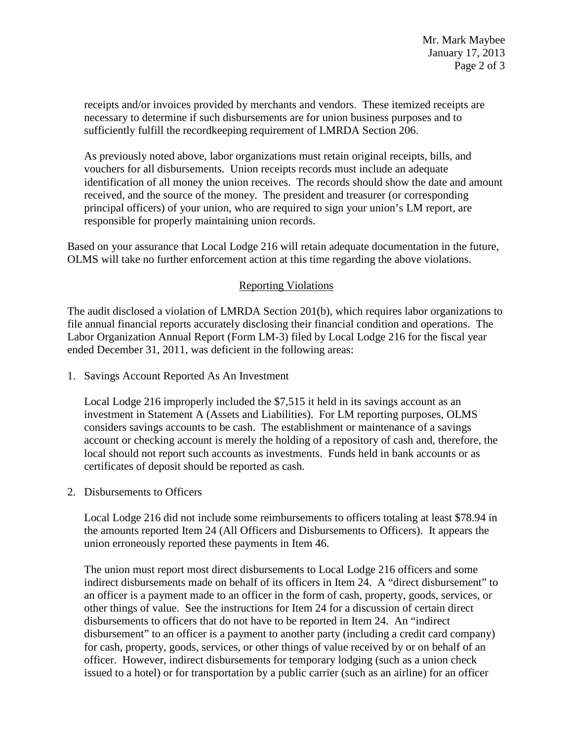receipts and/or invoices provided by merchants and vendors. These itemized receipts are necessary to determine if such disbursements are for union business purposes and to sufficiently fulfill the recordkeeping requirement of LMRDA Section 206.

As previously noted above, labor organizations must retain original receipts, bills, and vouchers for all disbursements. Union receipts records must include an adequate identification of all money the union receives. The records should show the date and amount received, and the source of the money. The president and treasurer (or corresponding principal officers) of your union, who are required to sign your union's LM report, are responsible for properly maintaining union records.

Based on your assurance that Local Lodge 216 will retain adequate documentation in the future, OLMS will take no further enforcement action at this time regarding the above violations.

## Reporting Violations

The audit disclosed a violation of LMRDA Section 201(b), which requires labor organizations to file annual financial reports accurately disclosing their financial condition and operations. The Labor Organization Annual Report (Form LM-3) filed by Local Lodge 216 for the fiscal year ended December 31, 2011, was deficient in the following areas:

1. Savings Account Reported As An Investment

   Local Lodge 216 improperly included the $7,515 it held in its savings account as an investment in Statement A (Assets and Liabilities). For LM reporting purposes, OLMS considers savings accounts to be cash. The establishment or maintenance of a savings account or checking account is merely the holding of a repository of cash and, therefore, the local should not report such accounts as investments. Funds held in bank accounts or as certificates of deposit should be reported as cash.

2. Disbursements to Officers

   Local Lodge 216 did not include some reimbursements to officers totaling at least $78.94 in the amounts reported Item 24 (All Officers and Disbursements to Officers). It appears the union erroneously reported these payments in Item 46.

   The union must report most direct disbursements to Local Lodge 216 officers and some indirect disbursements made on behalf of its officers in Item 24. A "direct disbursement" to an officer is a payment made to an officer in the form of cash, property, goods, services, or other things of value. See the instructions for Item 24 for a discussion of certain direct disbursements to officers that do not have to be reported in Item 24. An "indirect disbursement" to an officer is a payment to another party (including a credit card company) for cash, property, goods, services, or other things of value received by or on behalf of an officer. However, indirect disbursements for temporary lodging (such as a union check issued to a hotel) or for transportation by a public carrier (such as an airline) for an officer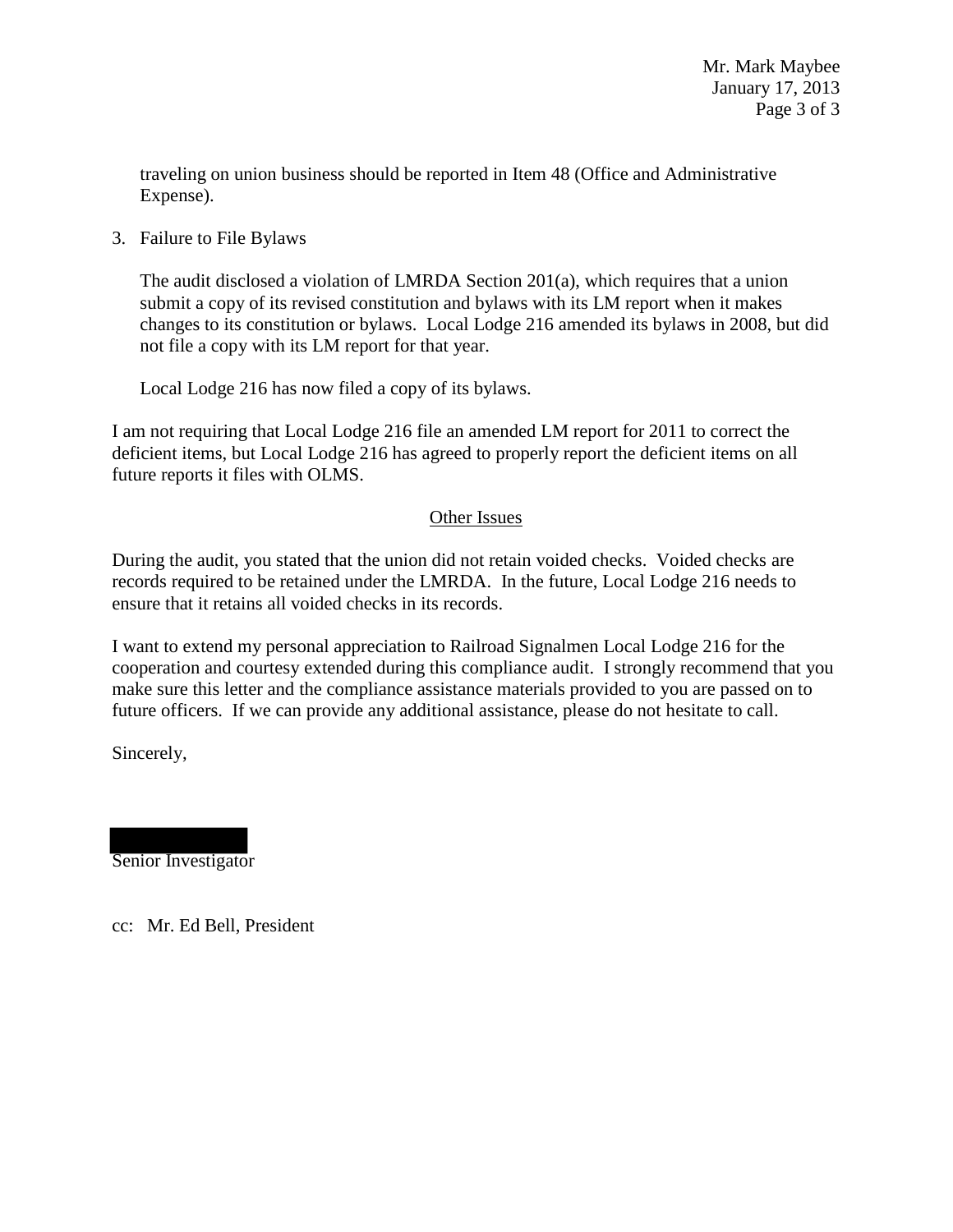traveling on union business should be reported in Item 48 (Office and Administrative Expense).

3. Failure to File Bylaws

   The audit disclosed a violation of LMRDA Section 201(a), which requires that a union submit a copy of its revised constitution and bylaws with its LM report when it makes changes to its constitution or bylaws. Local Lodge 216 amended its bylaws in 2008, but did not file a copy with its LM report for that year.

   Local Lodge 216 has now filed a copy of its bylaws.

I am not requiring that Local Lodge 216 file an amended LM report for 2011 to correct the deficient items, but Local Lodge 216 has agreed to properly report the deficient items on all future reports it files with OLMS.

## Other Issues

During the audit, you stated that the union did not retain voided checks. Voided checks are records required to be retained under the LMRDA. In the future, Local Lodge 216 needs to ensure that it retains all voided checks in its records.

I want to extend my personal appreciation to Railroad Signalmen Local Lodge 216 for the cooperation and courtesy extended during this compliance audit. I strongly recommend that you make sure this letter and the compliance assistance materials provided to you are passed on to future officers. If we can provide any additional assistance, please do not hesitate to call.

Sincerely,

Senior Investigator

cc: Mr. Ed Bell, President